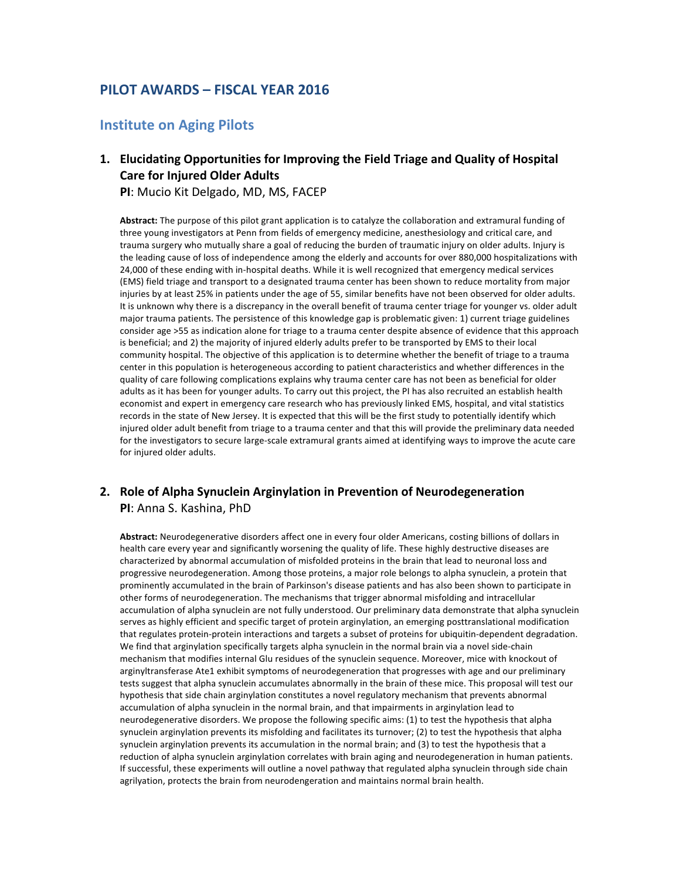## PILOT AWARDS – FISCAL YEAR 2016

### Institute on Aging Pilots

1. **Elucidating Opportunities for Improving the Field Triage and Quality of Hospital Care for Injured Older Adults**
   **PI**: Mucio Kit Delgado, MD, MS, FACEP

   **Abstract:** The purpose of this pilot grant application is to catalyze the collaboration and extramural funding of three young investigators at Penn from fields of emergency medicine, anesthesiology and critical care, and trauma surgery who mutually share a goal of reducing the burden of traumatic injury on older adults. Injury is the leading cause of loss of independence among the elderly and accounts for over 880,000 hospitalizations with 24,000 of these ending with in-hospital deaths. While it is well recognized that emergency medical services (EMS) field triage and transport to a designated trauma center has been shown to reduce mortality from major injuries by at least 25% in patients under the age of 55, similar benefits have not been observed for older adults. It is unknown why there is a discrepancy in the overall benefit of trauma center triage for younger vs. older adult major trauma patients. The persistence of this knowledge gap is problematic given: 1) current triage guidelines consider age >55 as indication alone for triage to a trauma center despite absence of evidence that this approach is beneficial; and 2) the majority of injured elderly adults prefer to be transported by EMS to their local community hospital. The objective of this application is to determine whether the benefit of triage to a trauma center in this population is heterogeneous according to patient characteristics and whether differences in the quality of care following complications explains why trauma center care has not been as beneficial for older adults as it has been for younger adults. To carry out this project, the PI has also recruited an establish health economist and expert in emergency care research who has previously linked EMS, hospital, and vital statistics records in the state of New Jersey. It is expected that this will be the first study to potentially identify which injured older adult benefit from triage to a trauma center and that this will provide the preliminary data needed for the investigators to secure large-scale extramural grants aimed at identifying ways to improve the acute care for injured older adults.

2. **Role of Alpha Synuclein Arginylation in Prevention of Neurodegeneration**
   **PI**: Anna S. Kashina, PhD

   **Abstract:** Neurodegenerative disorders affect one in every four older Americans, costing billions of dollars in health care every year and significantly worsening the quality of life. These highly destructive diseases are characterized by abnormal accumulation of misfolded proteins in the brain that lead to neuronal loss and progressive neurodegeneration. Among those proteins, a major role belongs to alpha synuclein, a protein that prominently accumulated in the brain of Parkinson's disease patients and has also been shown to participate in other forms of neurodegeneration. The mechanisms that trigger abnormal misfolding and intracellular accumulation of alpha synuclein are not fully understood. Our preliminary data demonstrate that alpha synuclein serves as highly efficient and specific target of protein arginylation, an emerging posttranslational modification that regulates protein-protein interactions and targets a subset of proteins for ubiquitin-dependent degradation. We find that arginylation specifically targets alpha synuclein in the normal brain via a novel side-chain mechanism that modifies internal Glu residues of the synuclein sequence. Moreover, mice with knockout of arginyltransferase Ate1 exhibit symptoms of neurodegeneration that progresses with age and our preliminary tests suggest that alpha synuclein accumulates abnormally in the brain of these mice. This proposal will test our hypothesis that side chain arginylation constitutes a novel regulatory mechanism that prevents abnormal accumulation of alpha synuclein in the normal brain, and that impairments in arginylation lead to neurodegenerative disorders. We propose the following specific aims: (1) to test the hypothesis that alpha synuclein arginylation prevents its misfolding and facilitates its turnover; (2) to test the hypothesis that alpha synuclein arginylation prevents its accumulation in the normal brain; and (3) to test the hypothesis that a reduction of alpha synuclein arginylation correlates with brain aging and neurodegeneration in human patients. If successful, these experiments will outline a novel pathway that regulated alpha synuclein through side chain agrilyation, protects the brain from neurodengeneration and maintains normal brain health.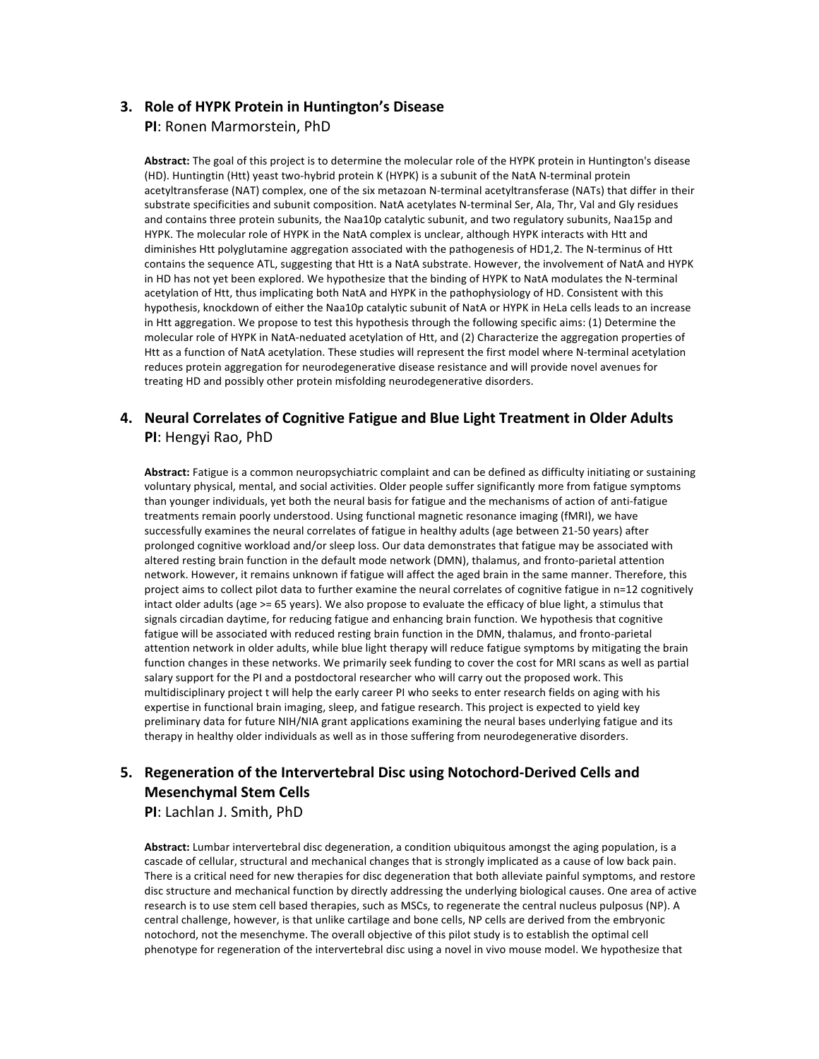## 3. Role of HYPK Protein in Huntington's Disease

**PI**: Ronen Marmorstein, PhD

**Abstract:** The goal of this project is to determine the molecular role of the HYPK protein in Huntington's disease (HD). Huntingtin (Htt) yeast two-hybrid protein K (HYPK) is a subunit of the NatA N-terminal protein acetyltransferase (NAT) complex, one of the six metazoan N-terminal acetyltransferase (NATs) that differ in their substrate specificities and subunit composition. NatA acetylates N-terminal Ser, Ala, Thr, Val and Gly residues and contains three protein subunits, the Naa10p catalytic subunit, and two regulatory subunits, Naa15p and HYPK. The molecular role of HYPK in the NatA complex is unclear, although HYPK interacts with Htt and diminishes Htt polyglutamine aggregation associated with the pathogenesis of HD1,2. The N-terminus of Htt contains the sequence ATL, suggesting that Htt is a NatA substrate. However, the involvement of NatA and HYPK in HD has not yet been explored. We hypothesize that the binding of HYPK to NatA modulates the N-terminal acetylation of Htt, thus implicating both NatA and HYPK in the pathophysiology of HD. Consistent with this hypothesis, knockdown of either the Naa10p catalytic subunit of NatA or HYPK in HeLa cells leads to an increase in Htt aggregation. We propose to test this hypothesis through the following specific aims: (1) Determine the molecular role of HYPK in NatA-neduated acetylation of Htt, and (2) Characterize the aggregation properties of Htt as a function of NatA acetylation. These studies will represent the first model where N-terminal acetylation reduces protein aggregation for neurodegenerative disease resistance and will provide novel avenues for treating HD and possibly other protein misfolding neurodegenerative disorders.

## 4. Neural Correlates of Cognitive Fatigue and Blue Light Treatment in Older Adults

**PI**: Hengyi Rao, PhD

**Abstract:** Fatigue is a common neuropsychiatric complaint and can be defined as difficulty initiating or sustaining voluntary physical, mental, and social activities. Older people suffer significantly more from fatigue symptoms than younger individuals, yet both the neural basis for fatigue and the mechanisms of action of anti-fatigue treatments remain poorly understood. Using functional magnetic resonance imaging (fMRI), we have successfully examines the neural correlates of fatigue in healthy adults (age between 21-50 years) after prolonged cognitive workload and/or sleep loss. Our data demonstrates that fatigue may be associated with altered resting brain function in the default mode network (DMN), thalamus, and fronto-parietal attention network. However, it remains unknown if fatigue will affect the aged brain in the same manner. Therefore, this project aims to collect pilot data to further examine the neural correlates of cognitive fatigue in n=12 cognitively intact older adults (age >= 65 years). We also propose to evaluate the efficacy of blue light, a stimulus that signals circadian daytime, for reducing fatigue and enhancing brain function. We hypothesis that cognitive fatigue will be associated with reduced resting brain function in the DMN, thalamus, and fronto-parietal attention network in older adults, while blue light therapy will reduce fatigue symptoms by mitigating the brain function changes in these networks. We primarily seek funding to cover the cost for MRI scans as well as partial salary support for the PI and a postdoctoral researcher who will carry out the proposed work. This multidisciplinary project t will help the early career PI who seeks to enter research fields on aging with his expertise in functional brain imaging, sleep, and fatigue research. This project is expected to yield key preliminary data for future NIH/NIA grant applications examining the neural bases underlying fatigue and its therapy in healthy older individuals as well as in those suffering from neurodegenerative disorders.

## 5. Regeneration of the Intervertebral Disc using Notochord-Derived Cells and Mesenchymal Stem Cells

**PI**: Lachlan J. Smith, PhD

**Abstract:** Lumbar intervertebral disc degeneration, a condition ubiquitous amongst the aging population, is a cascade of cellular, structural and mechanical changes that is strongly implicated as a cause of low back pain. There is a critical need for new therapies for disc degeneration that both alleviate painful symptoms, and restore disc structure and mechanical function by directly addressing the underlying biological causes. One area of active research is to use stem cell based therapies, such as MSCs, to regenerate the central nucleus pulposus (NP). A central challenge, however, is that unlike cartilage and bone cells, NP cells are derived from the embryonic notochord, not the mesenchyme. The overall objective of this pilot study is to establish the optimal cell phenotype for regeneration of the intervertebral disc using a novel in vivo mouse model. We hypothesize that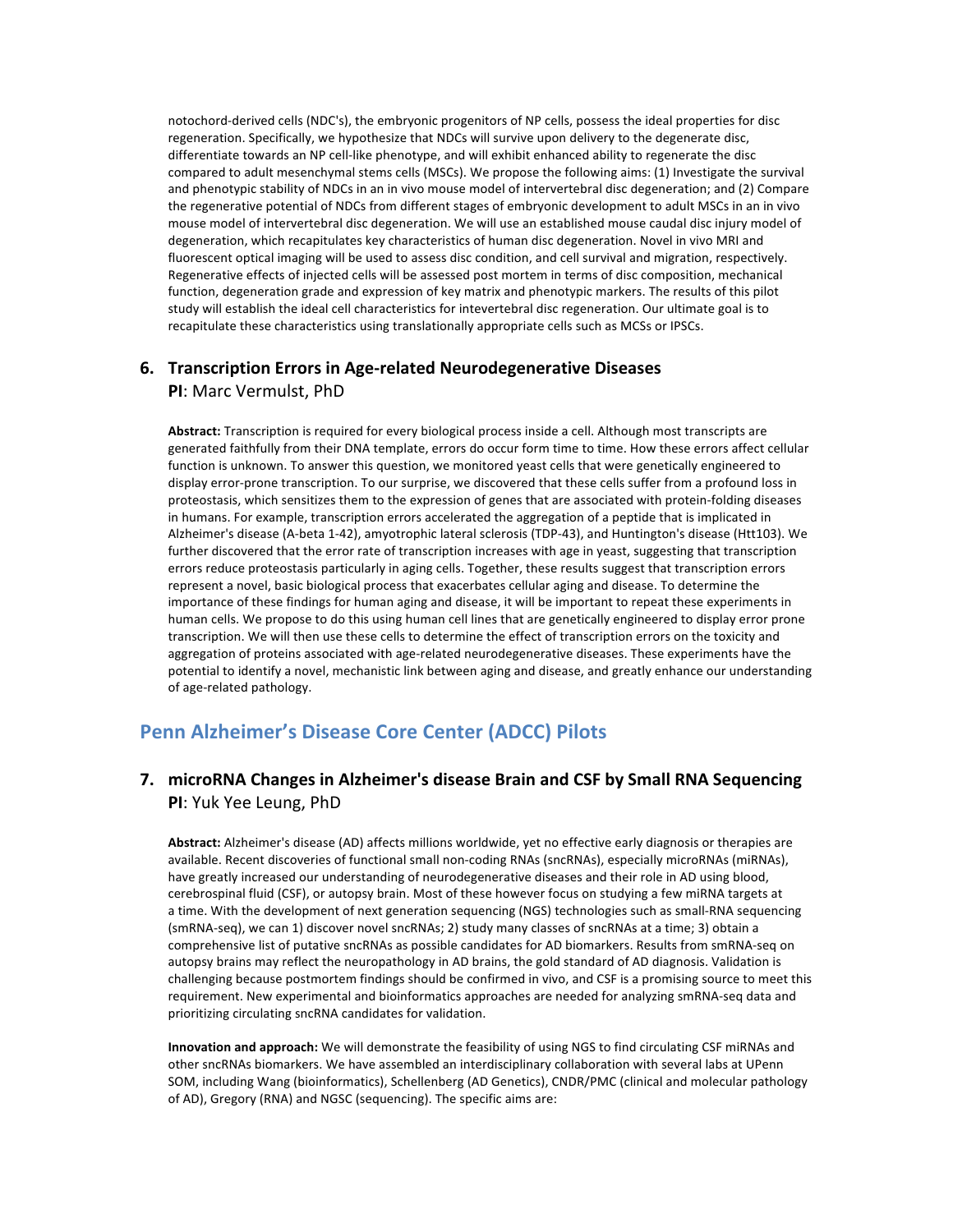notochord-derived cells (NDC's), the embryonic progenitors of NP cells, possess the ideal properties for disc regeneration. Specifically, we hypothesize that NDCs will survive upon delivery to the degenerate disc, differentiate towards an NP cell-like phenotype, and will exhibit enhanced ability to regenerate the disc compared to adult mesenchymal stems cells (MSCs). We propose the following aims: (1) Investigate the survival and phenotypic stability of NDCs in an in vivo mouse model of intervertebral disc degeneration; and (2) Compare the regenerative potential of NDCs from different stages of embryonic development to adult MSCs in an in vivo mouse model of intervertebral disc degeneration. We will use an established mouse caudal disc injury model of degeneration, which recapitulates key characteristics of human disc degeneration. Novel in vivo MRI and fluorescent optical imaging will be used to assess disc condition, and cell survival and migration, respectively. Regenerative effects of injected cells will be assessed post mortem in terms of disc composition, mechanical function, degeneration grade and expression of key matrix and phenotypic markers. The results of this pilot study will establish the ideal cell characteristics for intevertebral disc regeneration. Our ultimate goal is to recapitulate these characteristics using translationally appropriate cells such as MCSs or IPSCs.

### 6. Transcription Errors in Age-related Neurodegenerative Diseases

**PI**: Marc Vermulst, PhD

**Abstract:** Transcription is required for every biological process inside a cell. Although most transcripts are generated faithfully from their DNA template, errors do occur form time to time. How these errors affect cellular function is unknown. To answer this question, we monitored yeast cells that were genetically engineered to display error-prone transcription. To our surprise, we discovered that these cells suffer from a profound loss in proteostasis, which sensitizes them to the expression of genes that are associated with protein-folding diseases in humans. For example, transcription errors accelerated the aggregation of a peptide that is implicated in Alzheimer's disease (A-beta 1-42), amyotrophic lateral sclerosis (TDP-43), and Huntington's disease (Htt103). We further discovered that the error rate of transcription increases with age in yeast, suggesting that transcription errors reduce proteostasis particularly in aging cells. Together, these results suggest that transcription errors represent a novel, basic biological process that exacerbates cellular aging and disease. To determine the importance of these findings for human aging and disease, it will be important to repeat these experiments in human cells. We propose to do this using human cell lines that are genetically engineered to display error prone transcription. We will then use these cells to determine the effect of transcription errors on the toxicity and aggregation of proteins associated with age-related neurodegenerative diseases. These experiments have the potential to identify a novel, mechanistic link between aging and disease, and greatly enhance our understanding of age-related pathology.

## Penn Alzheimer's Disease Core Center (ADCC) Pilots

### 7. microRNA Changes in Alzheimer's disease Brain and CSF by Small RNA Sequencing

**PI**: Yuk Yee Leung, PhD

**Abstract:** Alzheimer's disease (AD) affects millions worldwide, yet no effective early diagnosis or therapies are available. Recent discoveries of functional small non-coding RNAs (sncRNAs), especially microRNAs (miRNAs), have greatly increased our understanding of neurodegenerative diseases and their role in AD using blood, cerebrospinal fluid (CSF), or autopsy brain. Most of these however focus on studying a few miRNA targets at a time. With the development of next generation sequencing (NGS) technologies such as small-RNA sequencing (smRNA-seq), we can 1) discover novel sncRNAs; 2) study many classes of sncRNAs at a time; 3) obtain a comprehensive list of putative sncRNAs as possible candidates for AD biomarkers. Results from smRNA-seq on autopsy brains may reflect the neuropathology in AD brains, the gold standard of AD diagnosis. Validation is challenging because postmortem findings should be confirmed in vivo, and CSF is a promising source to meet this requirement. New experimental and bioinformatics approaches are needed for analyzing smRNA-seq data and prioritizing circulating sncRNA candidates for validation.

**Innovation and approach:** We will demonstrate the feasibility of using NGS to find circulating CSF miRNAs and other sncRNAs biomarkers. We have assembled an interdisciplinary collaboration with several labs at UPenn SOM, including Wang (bioinformatics), Schellenberg (AD Genetics), CNDR/PMC (clinical and molecular pathology of AD), Gregory (RNA) and NGSC (sequencing). The specific aims are: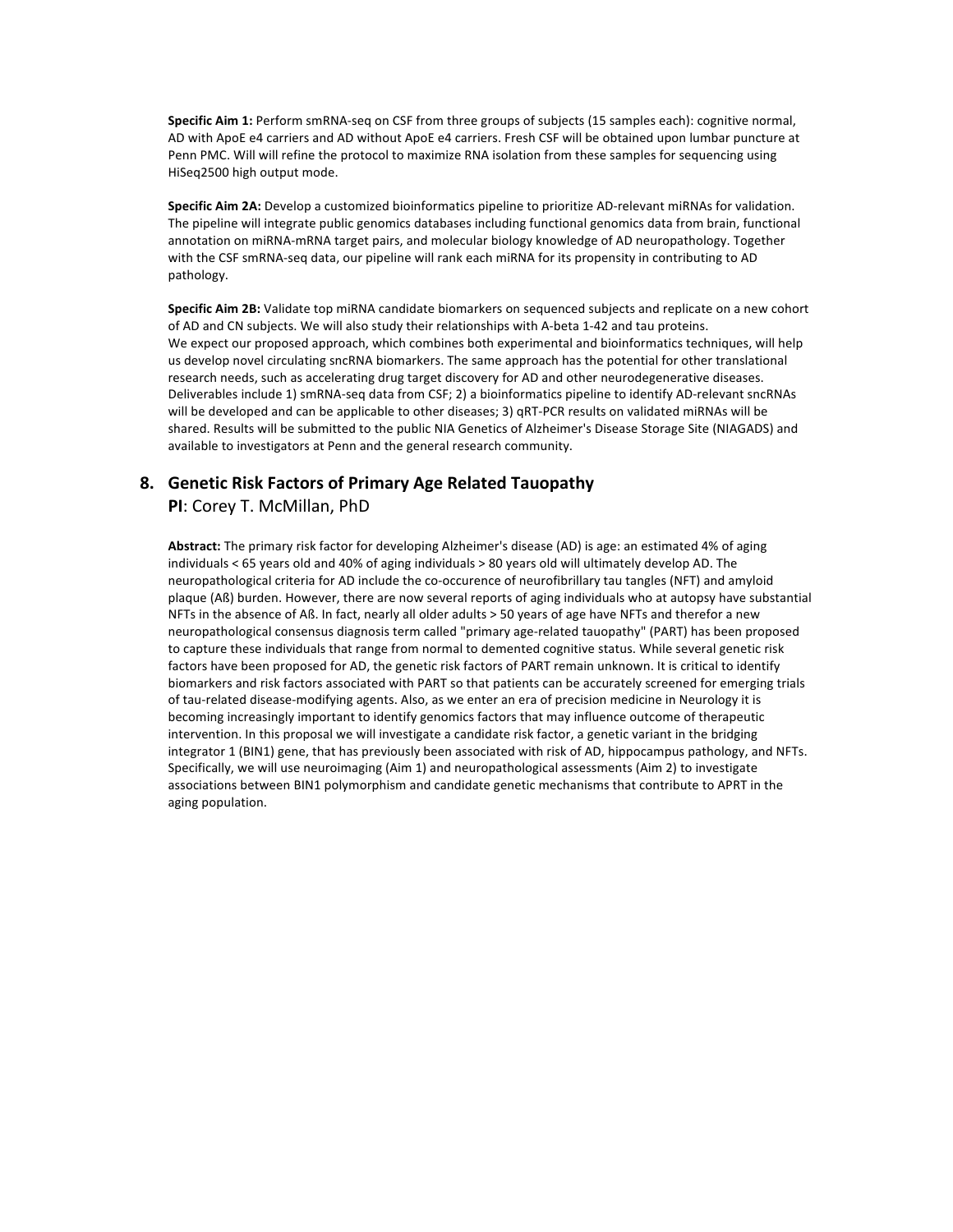**Specific Aim 1:** Perform smRNA-seq on CSF from three groups of subjects (15 samples each): cognitive normal, AD with ApoE e4 carriers and AD without ApoE e4 carriers. Fresh CSF will be obtained upon lumbar puncture at Penn PMC. Will will refine the protocol to maximize RNA isolation from these samples for sequencing using HiSeq2500 high output mode.

**Specific Aim 2A:** Develop a customized bioinformatics pipeline to prioritize AD-relevant miRNAs for validation. The pipeline will integrate public genomics databases including functional genomics data from brain, functional annotation on miRNA-mRNA target pairs, and molecular biology knowledge of AD neuropathology. Together with the CSF smRNA-seq data, our pipeline will rank each miRNA for its propensity in contributing to AD pathology.

**Specific Aim 2B:** Validate top miRNA candidate biomarkers on sequenced subjects and replicate on a new cohort of AD and CN subjects. We will also study their relationships with A-beta 1-42 and tau proteins.
We expect our proposed approach, which combines both experimental and bioinformatics techniques, will help us develop novel circulating sncRNA biomarkers. The same approach has the potential for other translational research needs, such as accelerating drug target discovery for AD and other neurodegenerative diseases. Deliverables include 1) smRNA-seq data from CSF; 2) a bioinformatics pipeline to identify AD-relevant sncRNAs will be developed and can be applicable to other diseases; 3) qRT-PCR results on validated miRNAs will be shared. Results will be submitted to the public NIA Genetics of Alzheimer's Disease Storage Site (NIAGADS) and available to investigators at Penn and the general research community.

## 8. Genetic Risk Factors of Primary Age Related Tauopathy

**PI**: Corey T. McMillan, PhD

**Abstract:** The primary risk factor for developing Alzheimer's disease (AD) is age: an estimated 4% of aging individuals < 65 years old and 40% of aging individuals > 80 years old will ultimately develop AD. The neuropathological criteria for AD include the co-occurence of neurofibrillary tau tangles (NFT) and amyloid plaque (Aß) burden. However, there are now several reports of aging individuals who at autopsy have substantial NFTs in the absence of Aß. In fact, nearly all older adults > 50 years of age have NFTs and therefor a new neuropathological consensus diagnosis term called "primary age-related tauopathy" (PART) has been proposed to capture these individuals that range from normal to demented cognitive status. While several genetic risk factors have been proposed for AD, the genetic risk factors of PART remain unknown. It is critical to identify biomarkers and risk factors associated with PART so that patients can be accurately screened for emerging trials of tau-related disease-modifying agents. Also, as we enter an era of precision medicine in Neurology it is becoming increasingly important to identify genomics factors that may influence outcome of therapeutic intervention. In this proposal we will investigate a candidate risk factor, a genetic variant in the bridging integrator 1 (BIN1) gene, that has previously been associated with risk of AD, hippocampus pathology, and NFTs. Specifically, we will use neuroimaging (Aim 1) and neuropathological assessments (Aim 2) to investigate associations between BIN1 polymorphism and candidate genetic mechanisms that contribute to APRT in the aging population.